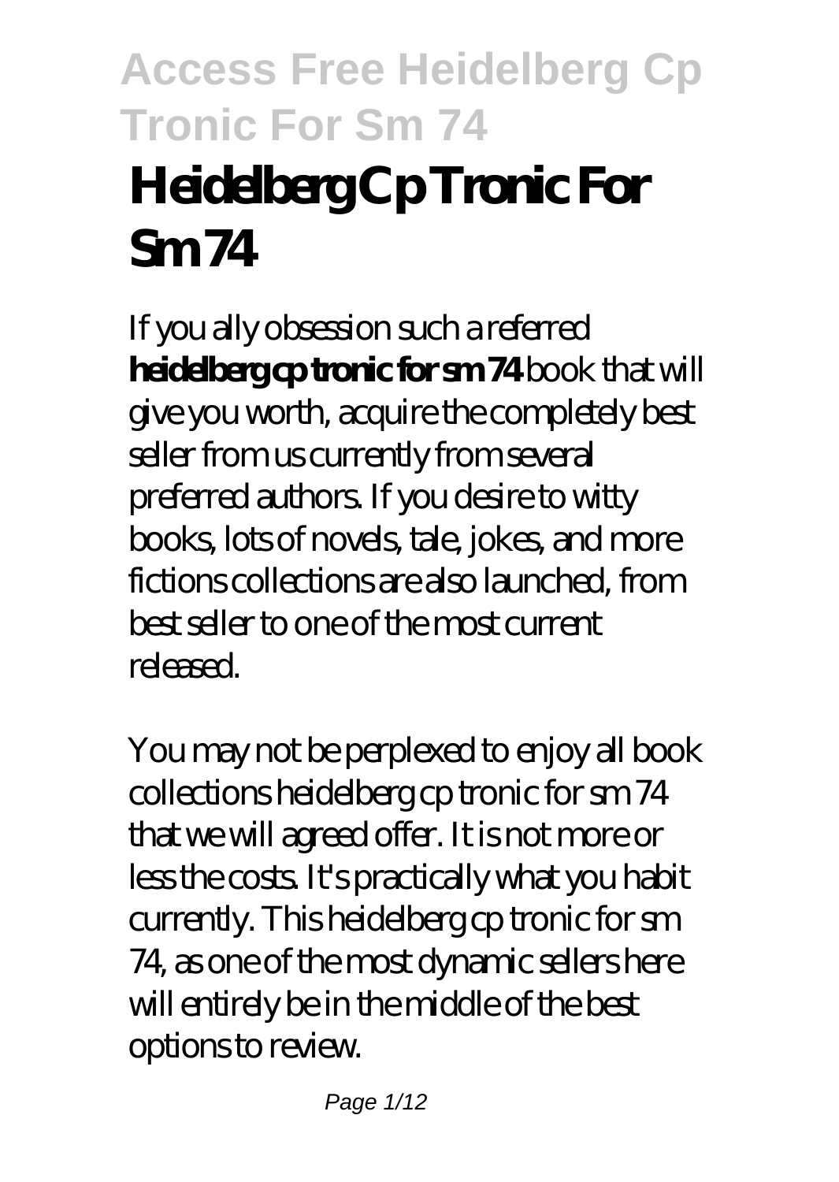# Heidelberg Cp Tronic For Sm 74

If you ally obsession such a referred **heidelberg cp tronic for sm 74** book that will give you worth, acquire the completely best seller from us currently from several preferred authors. If you desire to witty books, lots of novels, tale, jokes, and more fictions collections are also launched, from best seller to one of the most current released.

You may not be perplexed to enjoy all book collections heidelberg cp tronic for sm 74 that we will agreed offer. It is not more or less the costs. It's practically what you habit currently. This heidelberg cp tronic for sm 74, as one of the most dynamic sellers here will entirely be in the middle of the best options to review.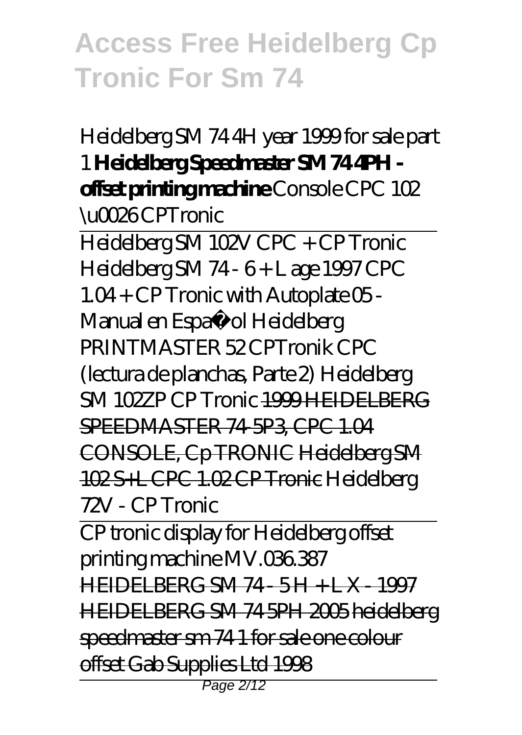*Heidelberg SM 74 4H year 1999 for sale part 1* **Heidelberg Speedmaster SM 74 4PH - offset printing machine** *Console CPC 102 \u0026 CPTronic*

Heidelberg SM 102V CPC + CP Tronic

*Heidelberg SM 74 - 6 + L age 1997 CPC 1.04 + CP Tronic with Autoplate 05 - Manual en Español Heidelberg PRINTMASTER 52 CPTronik CPC (lectura de planchas, Parte 2) Heidelberg SM 102ZP CP Tronic* ~~1999 HEIDELBERG SPEEDMASTER 74-5P3, CPC 1.04 CONSOLE, Cp TRONIC~~ ~~Heidelberg SM 102 S+L CPC 1.02 CP Tronic~~ *Heidelberg 72V - CP Tronic*

CP tronic display for Heidelberg offset printing machine MV.036.387

~~HEIDELBERG SM 74 - 5 H + L X - 1997~~ ~~HEIDELBERG SM 74 5PH 2005~~ ~~heidelberg speedmaster sm 74 1 for sale one colour offset Gab Supplies Ltd 1998~~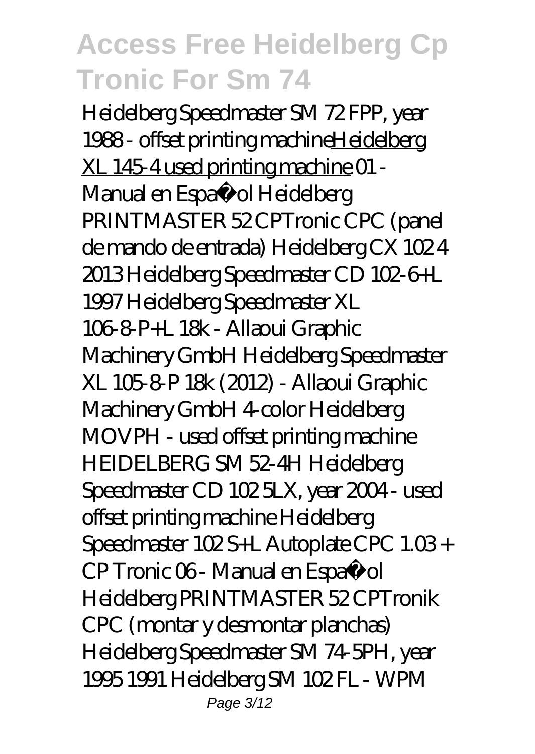*Heidelberg Speedmaster SM 72 FPP, year 1988 - offset printing machine*Heidelberg XL 145-4 used printing machine *01 - Manual en Español Heidelberg PRINTMASTER 52 CPTronic CPC (panel de mando de entrada) Heidelberg CX 102 4 2013 Heidelberg Speedmaster CD 102-6+L 1997 Heidelberg Speedmaster XL 106-8-P+L 18k - Allaoui Graphic Machinery GmbH Heidelberg Speedmaster XL 105-8-P 18k (2012) - Allaoui Graphic Machinery GmbH 4-color Heidelberg MOVPH - used offset printing machine HEIDELBERG SM 52-4H Heidelberg Speedmaster CD 102 5LX, year 2004 - used offset printing machine Heidelberg Speedmaster 102 S+L Autoplate CPC 1.03 + CP Tronic 06 - Manual en Español Heidelberg PRINTMASTER 52 CPTronik CPC (montar y desmontar planchas) Heidelberg Speedmaster SM 74-5PH, year 1995 1991 Heidelberg SM 102 FL - WPM*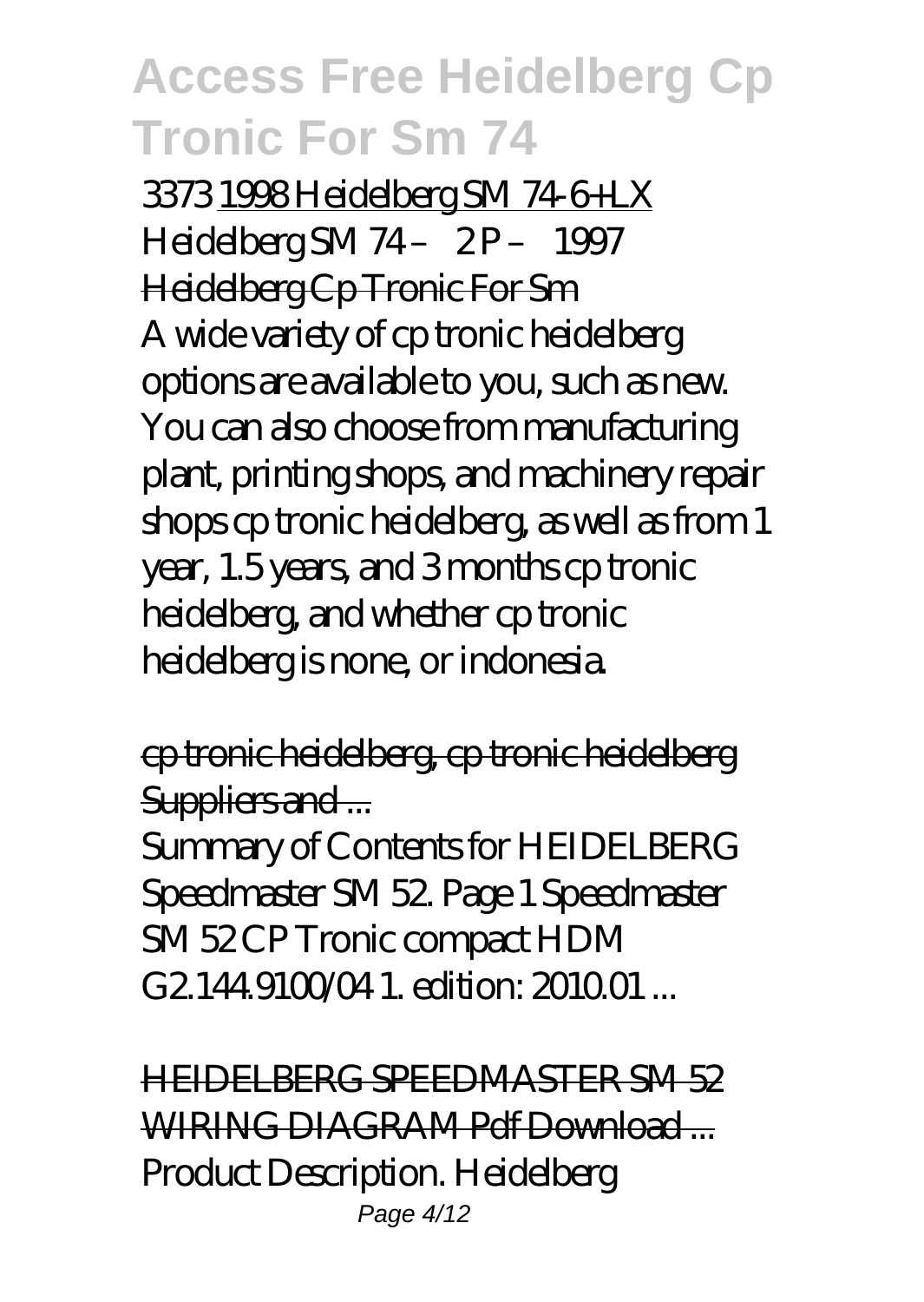3373 1998 Heidelberg SM 74-6+LX

Heidelberg SM 74 – 2 P – 1997

Heidelberg Cp Tronic For Sm

A wide variety of cp tronic heidelberg options are available to you, such as new. You can also choose from manufacturing plant, printing shops, and machinery repair shops cp tronic heidelberg, as well as from 1 year, 1.5 years, and 3 months cp tronic heidelberg, and whether cp tronic heidelberg is none, or indonesia.

cp tronic heidelberg, cp tronic heidelberg Suppliers and ...

Summary of Contents for HEIDELBERG Speedmaster SM 52. Page 1 Speedmaster SM 52 CP Tronic compact HDM G2.144.9100/04 1. edition: 2010.01 ...

HEIDELBERG SPEEDMASTER SM 52 WIRING DIAGRAM Pdf Download ...

Product Description. Heidelberg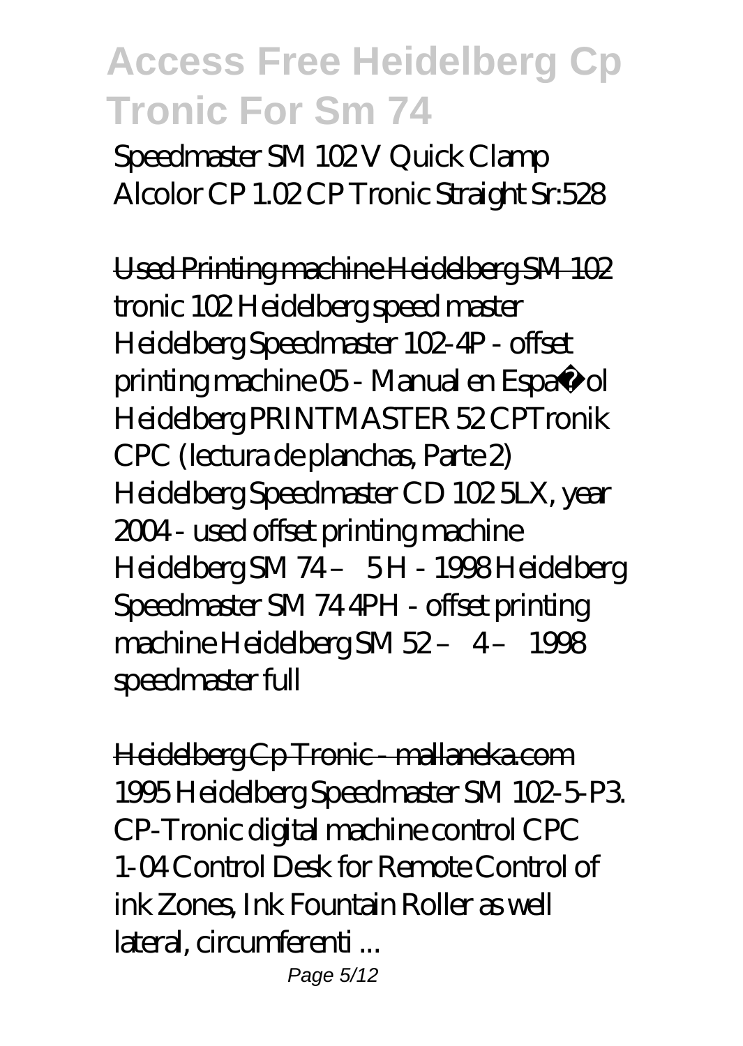Speedmaster SM 102 V Quick Clamp Alcolor CP 1.02 CP Tronic Straight Sr:528

Used Printing machine Heidelberg SM 102
tronic 102 Heidelberg speed master Heidelberg Speedmaster 102-4P - offset printing machine 05 - Manual en Español Heidelberg PRINTMASTER 52 CPTronik CPC (lectura de planchas, Parte 2) Heidelberg Speedmaster CD 102 5LX, year 2004 - used offset printing machine Heidelberg SM 74 – 5 H - 1998 Heidelberg Speedmaster SM 74 4PH - offset printing machine Heidelberg SM 52 – 4 – 1998 speedmaster full

Heidelberg Cp Tronic - mallaneka.com
1995 Heidelberg Speedmaster SM 102-5-P3. CP-Tronic digital machine control CPC 1-04 Control Desk for Remote Control of ink Zones, Ink Fountain Roller as well lateral, circumferenti ...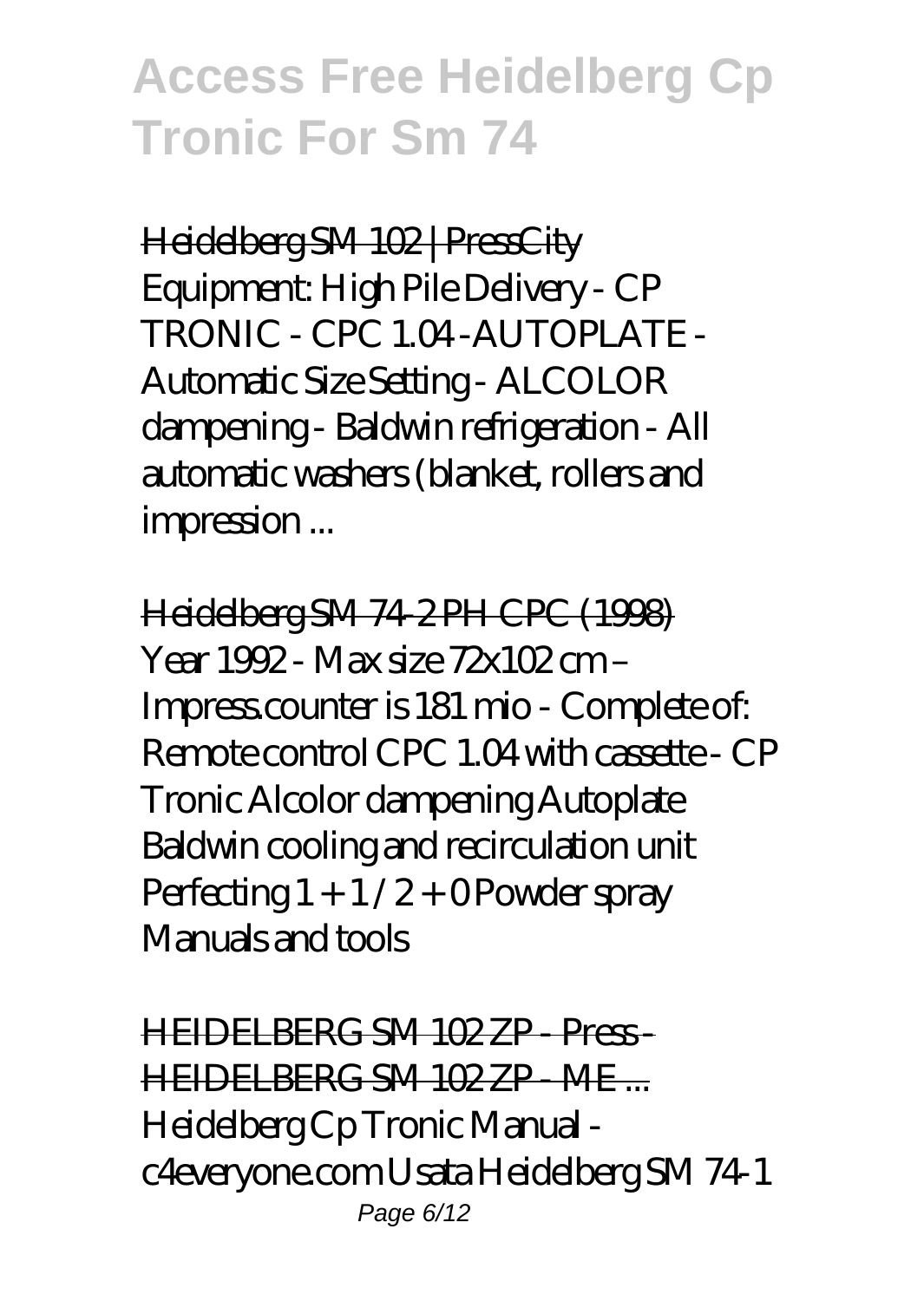Heidelberg SM 102 | PressCity

Equipment: High Pile Delivery - CP TRONIC - CPC 1.04 -AUTOPLATE - Automatic Size Setting - ALCOLOR dampening - Baldwin refrigeration - All automatic washers (blanket, rollers and impression ...

Heidelberg SM 74-2 PH CPC (1998)

Year 1992 - Max size 72x102 cm – Impress.counter is 181 mio - Complete of: Remote control CPC 1.04 with cassette - CP Tronic Alcolor dampening Autoplate Baldwin cooling and recirculation unit Perfecting 1 + 1 / 2 + 0 Powder spray Manuals and tools

HEIDELBERG SM 102 ZP - Press - HEIDELBERG SM 102 ZP - M.E ...

Heidelberg Cp Tronic Manual - c4everyone.com Usata Heidelberg SM 74-1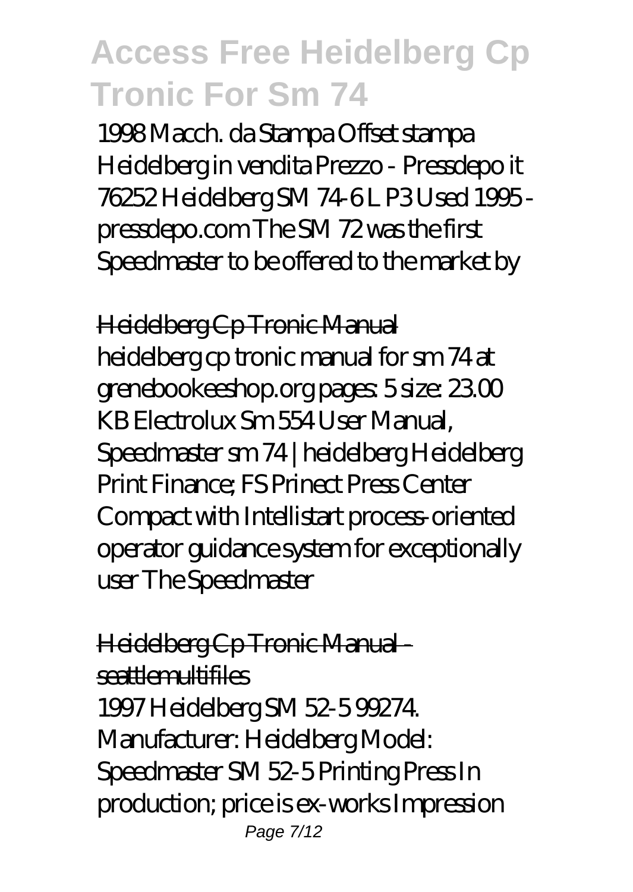1998 Macch. da Stampa Offset stampa Heidelberg in vendita Prezzo - Pressdepo it 76252 Heidelberg SM 74-6 L P3 Used 1995 - pressdepo.com The SM 72 was the first Speedmaster to be offered to the market by

## Heidelberg Cp Tronic Manual

heidelberg cp tronic manual for sm 74 at grenebookeeshop.org pages: 5 size: 23.00 KB Electrolux Sm 554 User Manual, Speedmaster sm 74 | heidelberg Heidelberg Print Finance; FS Prinect Press Center Compact with Intellistart process-oriented operator guidance system for exceptionally user The Speedmaster

## Heidelberg Cp Tronic Manual - seattlemultifiles

1997 Heidelberg SM 52-5 99274. Manufacturer: Heidelberg Model: Speedmaster SM 52-5 Printing Press In production; price is ex-works Impression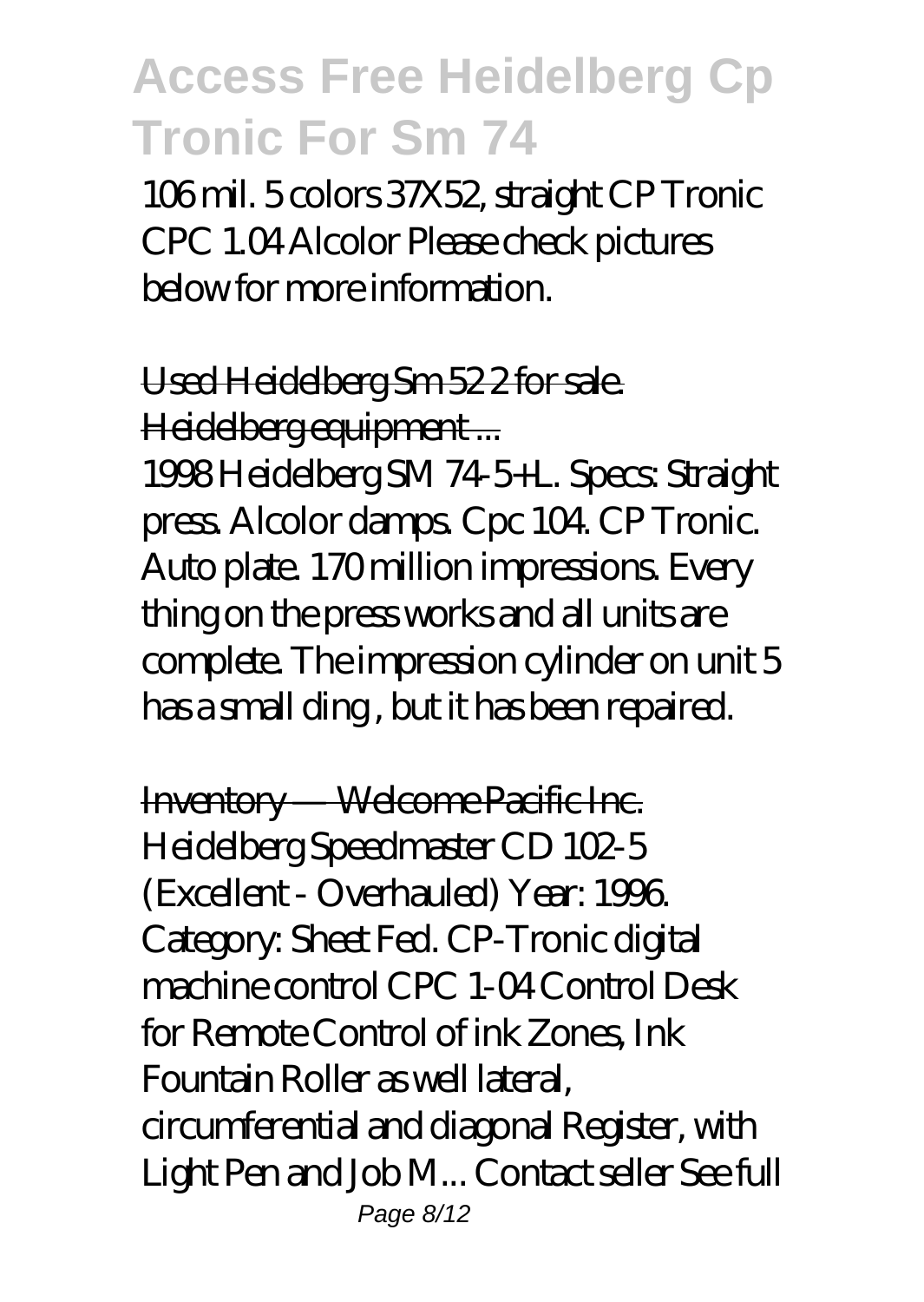106 mil. 5 colors 37X52, straight CP Tronic CPC 1.04 Alcolor Please check pictures below for more information.

Used Heidelberg Sm 52 2 for sale. Heidelberg equipment ...

1998 Heidelberg SM 74-5+L. Specs: Straight press. Alcolor damps. Cpc 104. CP Tronic. Auto plate. 170 million impressions. Every thing on the press works and all units are complete. The impression cylinder on unit 5 has a small ding , but it has been repaired.

Inventory — Welcome Pacific Inc.

Heidelberg Speedmaster CD 102-5 (Excellent - Overhauled) Year: 1996. Category: Sheet Fed. CP-Tronic digital machine control CPC 1-04 Control Desk for Remote Control of ink Zones, Ink Fountain Roller as well lateral, circumferential and diagonal Register, with Light Pen and Job M... Contact seller See full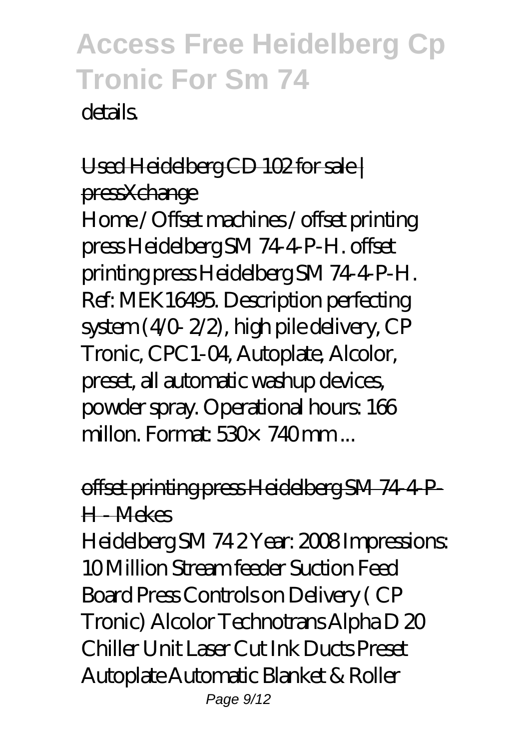details.

## Used Heidelberg CD 102 for sale | pressXchange

Home / Offset machines / offset printing press Heidelberg SM 74-4-P-H. offset printing press Heidelberg SM 74-4-P-H. Ref: MEK16495. Description perfecting system (4/0- 2/2), high pile delivery, CP Tronic, CPC1-04, Autoplate, Alcolor, preset, all automatic washup devices, powder spray. Operational hours: 166 millon. Format: 530× 740 mm ...

## offset printing press Heidelberg SM 74-4-P-H - Mekes

Heidelberg SM 74 2 Year: 2008 Impressions: 10 Million Stream feeder Suction Feed Board Press Controls on Delivery ( CP Tronic) Alcolor Technotrans Alpha D 20 Chiller Unit Laser Cut Ink Ducts Preset Autoplate Automatic Blanket & Roller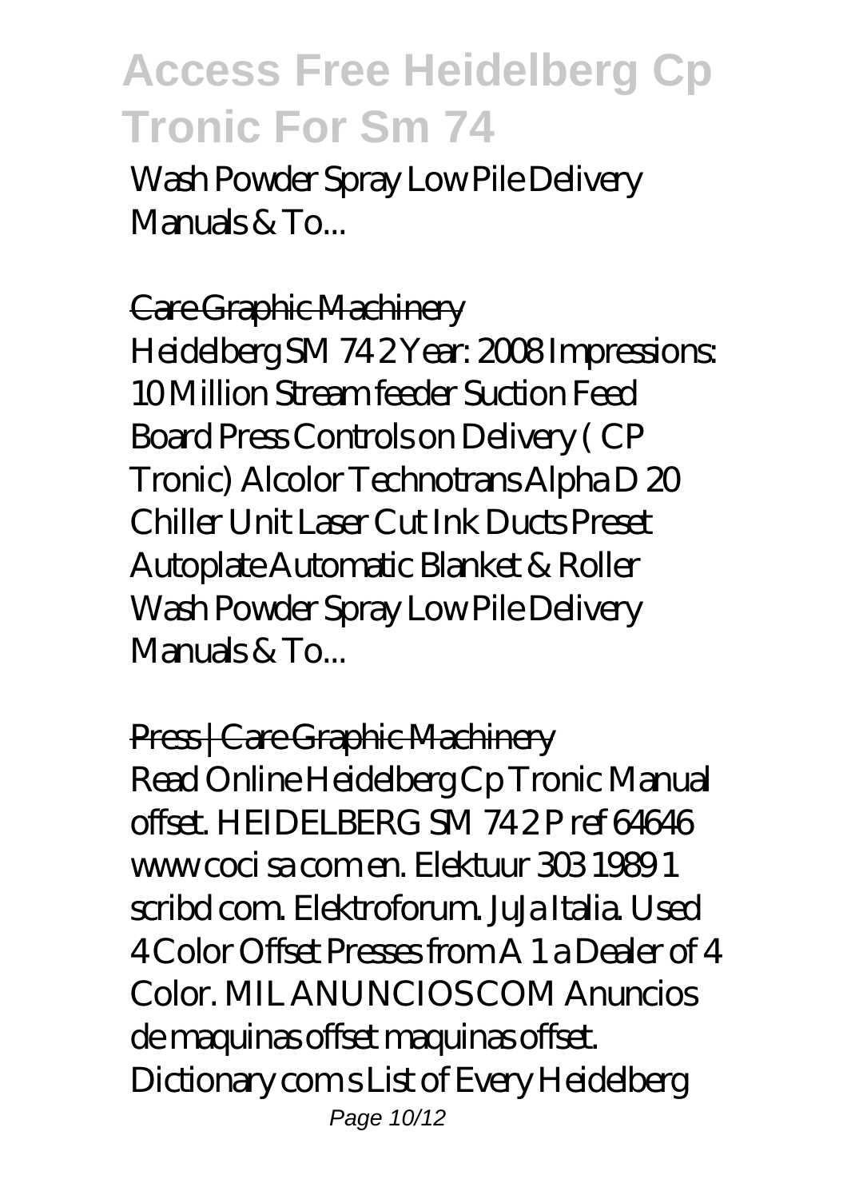Wash Powder Spray Low Pile Delivery Manuals & To...

## Care Graphic Machinery

Heidelberg SM 74 2 Year: 2008 Impressions: 10 Million Stream feeder Suction Feed Board Press Controls on Delivery ( CP Tronic) Alcolor Technotrans Alpha D 20 Chiller Unit Laser Cut Ink Ducts Preset Autoplate Automatic Blanket & Roller Wash Powder Spray Low Pile Delivery Manuals & To...

## Press | Care Graphic Machinery

Read Online Heidelberg Cp Tronic Manual offset. HEIDELBERG SM 74 2 P ref 64646 www coci sa com en. Elektuur 303 1989 1 scribd com. Elektroforum. JuJa Italia. Used 4 Color Offset Presses from A 1 a Dealer of 4 Color. MIL ANUNCIOS COM Anuncios de maquinas offset maquinas offset. Dictionary com s List of Every Heidelberg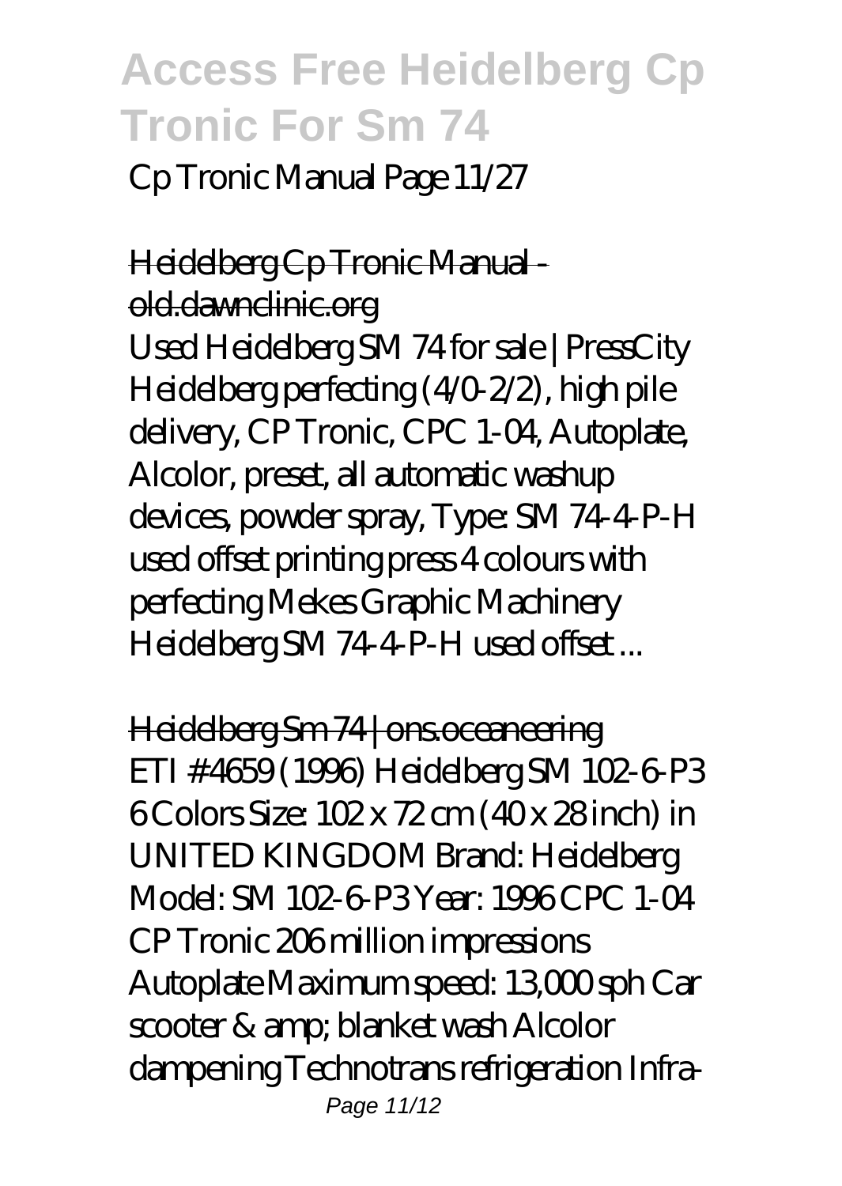Cp Tronic Manual Page 11/27

Heidelberg Cp Tronic Manual - old.dawnclinic.org

Used Heidelberg SM 74 for sale | PressCity Heidelberg perfecting (4/0-2/2), high pile delivery, CP Tronic, CPC 1-04, Autoplate, Alcolor, preset, all automatic washup devices, powder spray, Type: SM 74-4-P-H used offset printing press 4 colours with perfecting Mekes Graphic Machinery Heidelberg SM 74-4-P-H used offset ...

Heidelberg Sm 74 | ons.oceaneering

ETI # 4659 (1996) Heidelberg SM 102-6-P3 6 Colors Size: 102 x 72 cm (40 x 28 inch) in UNITED KINGDOM Brand: Heidelberg Model: SM 102-6-P3 Year: 1996 CPC 1-04 CP Tronic 206 million impressions Autoplate Maximum speed: 13,000 sph Car scooter & amp; blanket wash Alcolor dampening Technotrans refrigeration Infra-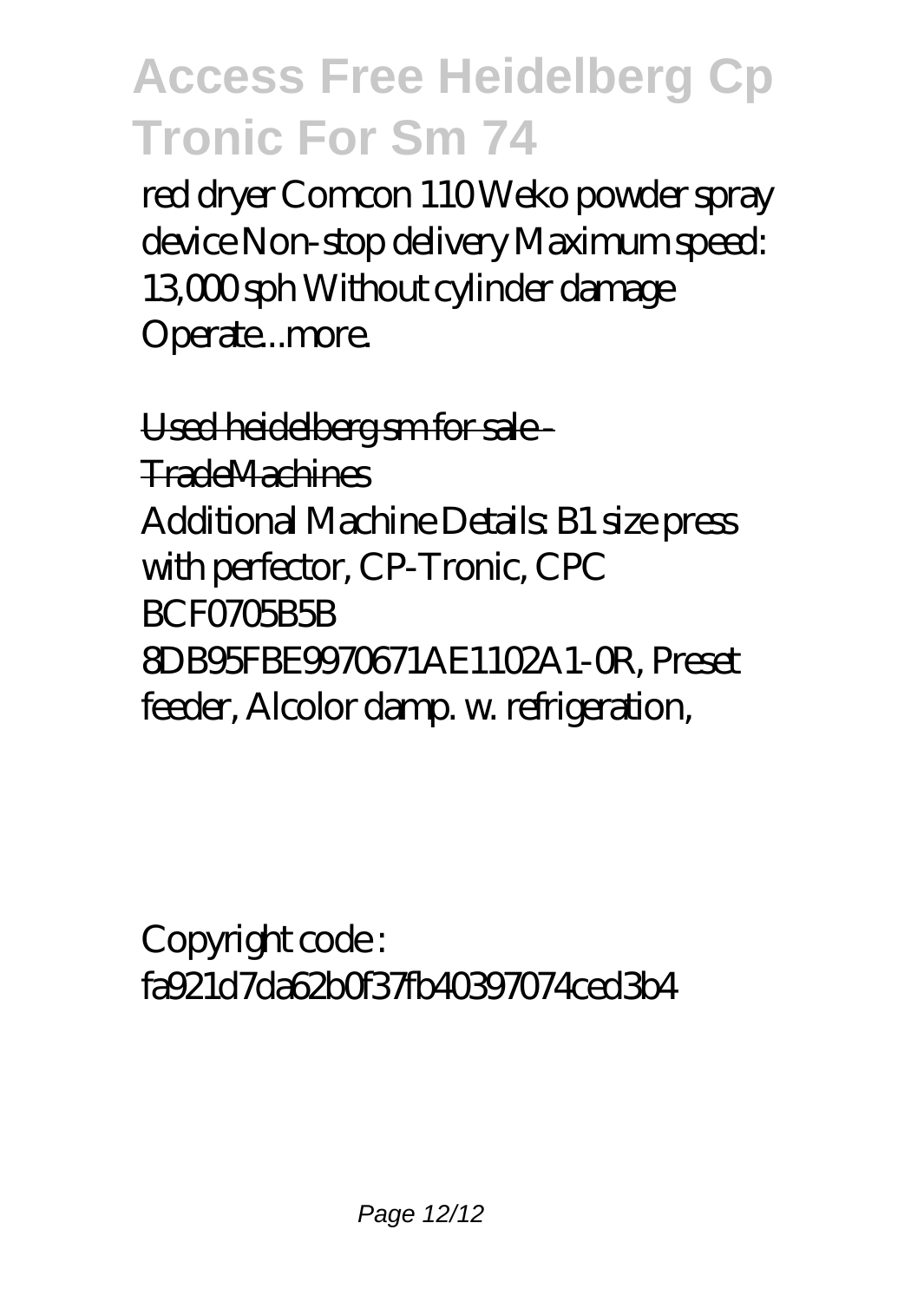red dryer Comcon 110 Weko powder spray device Non-stop delivery Maximum speed: 13,000 sph Without cylinder damage Operate...more.

Used heidelberg sm for sale - TradeMachines

Additional Machine Details: B1 size press with perfector, CP-Tronic, CPC BCF0705B5B 8DB95FBE9970671AE1102A1-0R, Preset feeder, Alcolor damp. w. refrigeration,

Copyright code : fa921d7da62b0f37fb40397074ced3b4